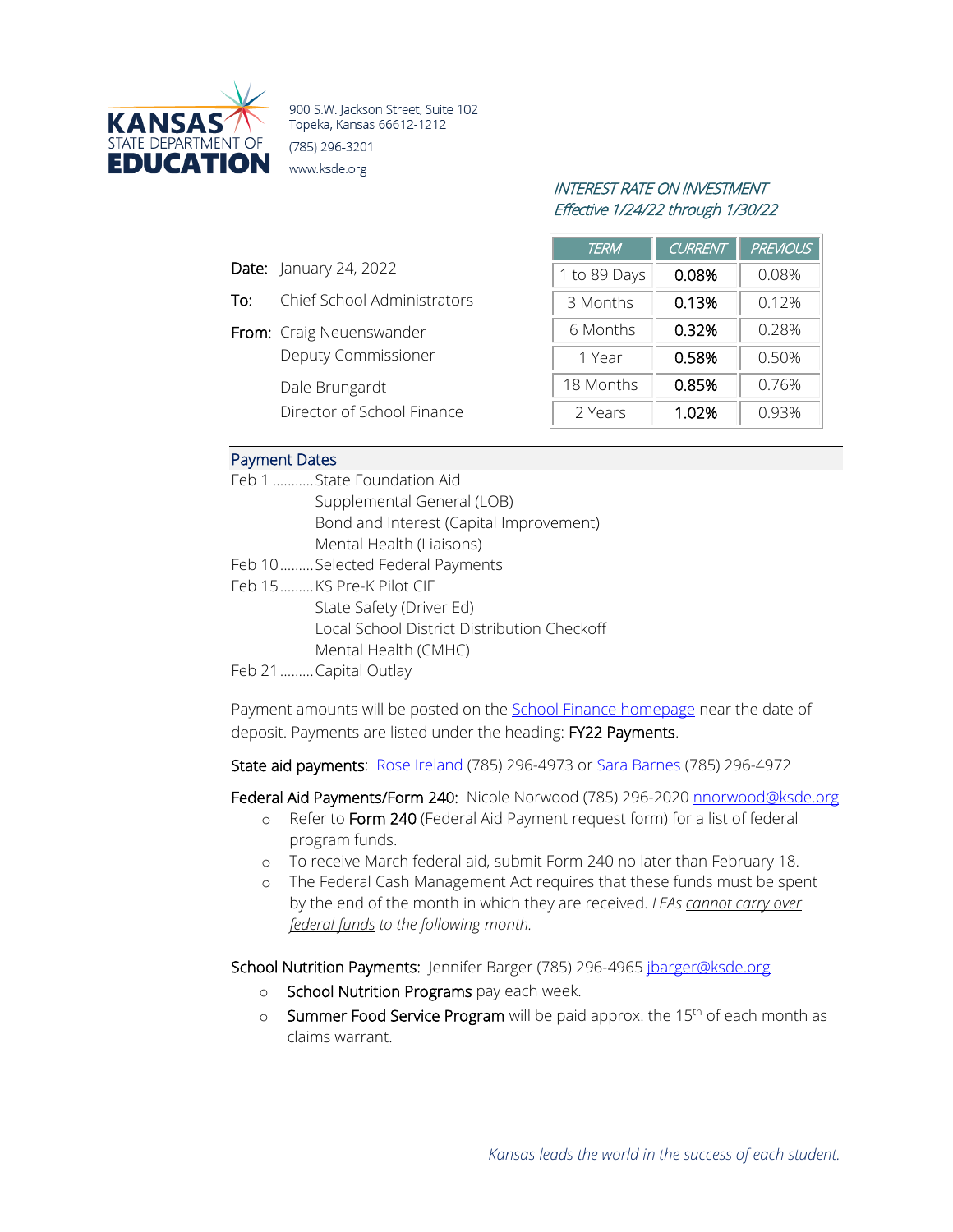**KANSAS STATE DEPARTMENT OF EDUCATION**

900 S.W. Jackson Street, Suite 102
Topeka, Kansas 66612-1212
(785) 296-3201
www.ksde.org

*INTEREST RATE ON INVESTMENT*
*Effective 1/24/22 through 1/30/22*

| TERM | CURRENT | PREVIOUS |
|---|---|---|
| 1 to 89 Days | 0.08% | 0.08% |
| 3 Months | 0.13% | 0.12% |
| 6 Months | 0.32% | 0.28% |
| 1 Year | 0.58% | 0.50% |
| 18 Months | 0.85% | 0.76% |
| 2 Years | 1.02% | 0.93% |

**Date:** January 24, 2022

**To:** Chief School Administrators

**From:** Craig Neuenswander
Deputy Commissioner

Dale Brungardt
Director of School Finance

## Payment Dates

Feb 1 .......... State Foundation Aid
Supplemental General (LOB)
Bond and Interest (Capital Improvement)
Mental Health (Liaisons)

Feb 10 ......... Selected Federal Payments

Feb 15 ......... KS Pre-K Pilot CIF
State Safety (Driver Ed)
Local School District Distribution Checkoff
Mental Health (CMHC)

Feb 21 ......... Capital Outlay

Payment amounts will be posted on the School Finance homepage near the date of deposit. Payments are listed under the heading: FY22 Payments.

State aid payments: Rose Ireland (785) 296-4973 or Sara Barnes (785) 296-4972

Federal Aid Payments/Form 240: Nicole Norwood (785) 296-2020 nnorwood@ksde.org

- Refer to Form 240 (Federal Aid Payment request form) for a list of federal program funds.
- To receive March federal aid, submit Form 240 no later than February 18.
- The Federal Cash Management Act requires that these funds must be spent by the end of the month in which they are received. *LEAs cannot carry over federal funds to the following month.*

School Nutrition Payments: Jennifer Barger (785) 296-4965 jbarger@ksde.org

- School Nutrition Programs pay each week.
- Summer Food Service Program will be paid approx. the 15th of each month as claims warrant.

*Kansas leads the world in the success of each student.*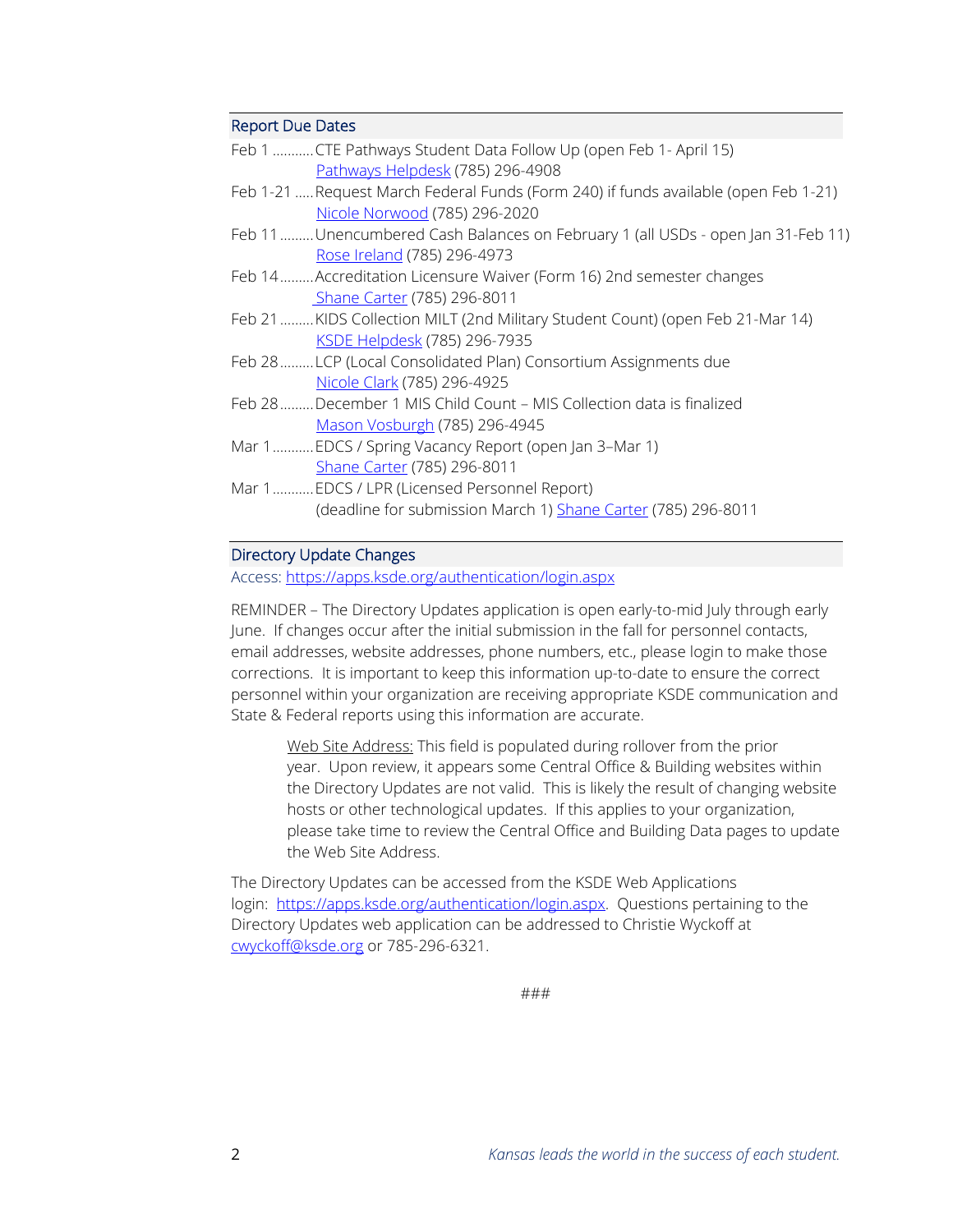## Report Due Dates

Feb 1 ...........CTE Pathways Student Data Follow Up (open Feb 1- April 15)
Pathways Helpdesk (785) 296-4908

Feb 1-21 .....Request March Federal Funds (Form 240) if funds available (open Feb 1-21)
Nicole Norwood (785) 296-2020

Feb 11 .........Unencumbered Cash Balances on February 1 (all USDs - open Jan 31-Feb 11)
Rose Ireland (785) 296-4973

Feb 14.........Accreditation Licensure Waiver (Form 16) 2nd semester changes
Shane Carter (785) 296-8011

Feb 21 .........KIDS Collection MILT (2nd Military Student Count) (open Feb 21-Mar 14)
KSDE Helpdesk (785) 296-7935

Feb 28.........LCP (Local Consolidated Plan) Consortium Assignments due
Nicole Clark (785) 296-4925

Feb 28.........December 1 MIS Child Count – MIS Collection data is finalized
Mason Vosburgh (785) 296-4945

Mar 1...........EDCS / Spring Vacancy Report (open Jan 3–Mar 1)
Shane Carter (785) 296-8011

Mar 1...........EDCS / LPR (Licensed Personnel Report)
(deadline for submission March 1) Shane Carter (785) 296-8011

## Directory Update Changes

Access: https://apps.ksde.org/authentication/login.aspx

REMINDER – The Directory Updates application is open early-to-mid July through early June. If changes occur after the initial submission in the fall for personnel contacts, email addresses, website addresses, phone numbers, etc., please login to make those corrections. It is important to keep this information up-to-date to ensure the correct personnel within your organization are receiving appropriate KSDE communication and State & Federal reports using this information are accurate.

> Web Site Address: This field is populated during rollover from the prior year. Upon review, it appears some Central Office & Building websites within the Directory Updates are not valid. This is likely the result of changing website hosts or other technological updates. If this applies to your organization, please take time to review the Central Office and Building Data pages to update the Web Site Address.

The Directory Updates can be accessed from the KSDE Web Applications login: https://apps.ksde.org/authentication/login.aspx. Questions pertaining to the Directory Updates web application can be addressed to Christie Wyckoff at cwyckoff@ksde.org or 785-296-6321.

###